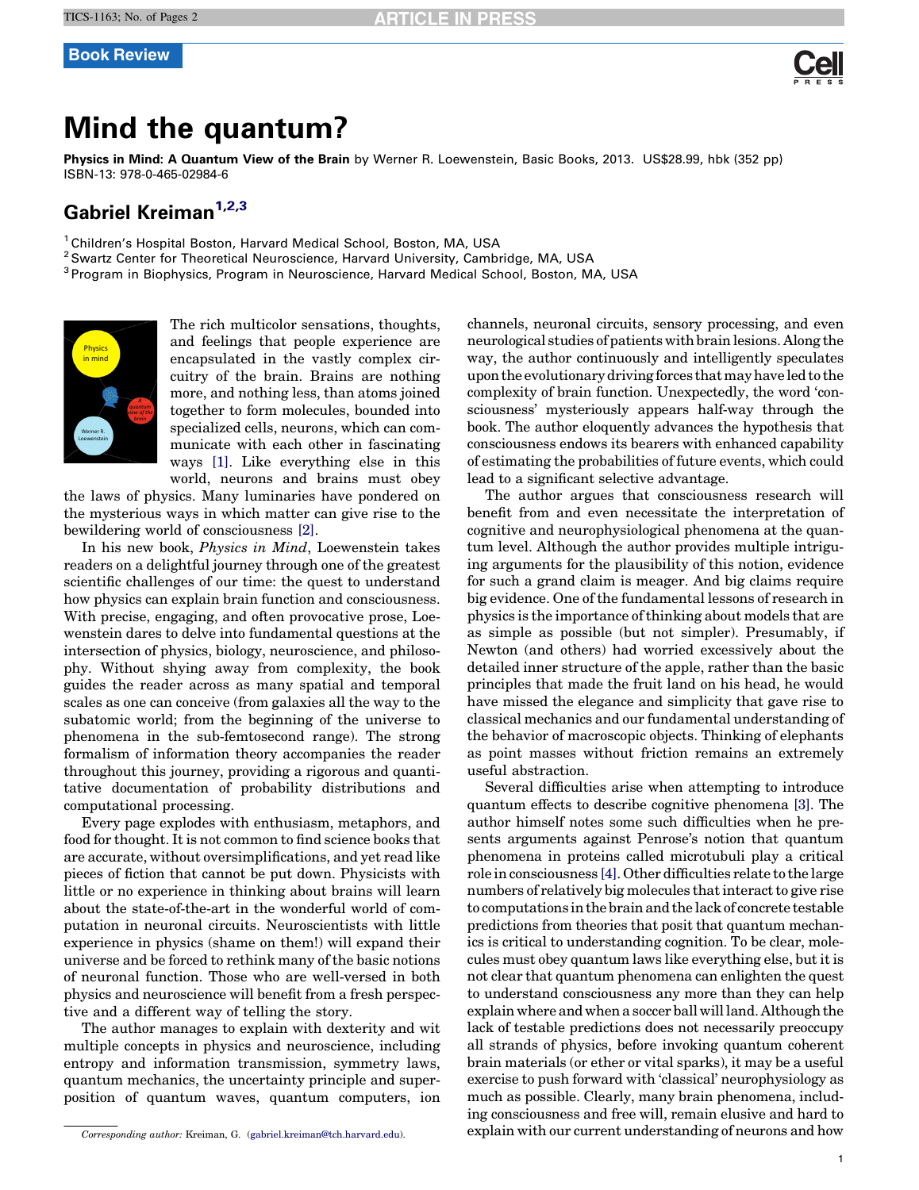Book Review

# Mind the quantum?

**Physics in Mind: A Quantum View of the Brain** by Werner R. Loewenstein, Basic Books, 2013. US$28.99, hbk (352 pp) ISBN-13: 978-0-465-02984-6

## Gabriel Kreiman[1,2,3]

[1] Children's Hospital Boston, Harvard Medical School, Boston, MA, USA
[2] Swartz Center for Theoretical Neuroscience, Harvard University, Cambridge, MA, USA
[3] Program in Biophysics, Program in Neuroscience, Harvard Medical School, Boston, MA, USA

The rich multicolor sensations, thoughts, and feelings that people experience are encapsulated in the vastly complex circuitry of the brain. Brains are nothing more, and nothing less, than atoms joined together to form molecules, bounded into specialized cells, neurons, which can communicate with each other in fascinating ways [1]. Like everything else in this world, neurons and brains must obey the laws of physics. Many luminaries have pondered on the mysterious ways in which matter can give rise to the bewildering world of consciousness [2].

In his new book, *Physics in Mind*, Loewenstein takes readers on a delightful journey through one of the greatest scientific challenges of our time: the quest to understand how physics can explain brain function and consciousness. With precise, engaging, and often provocative prose, Loewenstein dares to delve into fundamental questions at the intersection of physics, biology, neuroscience, and philosophy. Without shying away from complexity, the book guides the reader across as many spatial and temporal scales as one can conceive (from galaxies all the way to the subatomic world; from the beginning of the universe to phenomena in the sub-femtosecond range). The strong formalism of information theory accompanies the reader throughout this journey, providing a rigorous and quantitative documentation of probability distributions and computational processing.

Every page explodes with enthusiasm, metaphors, and food for thought. It is not common to find science books that are accurate, without oversimplifications, and yet read like pieces of fiction that cannot be put down. Physicists with little or no experience in thinking about brains will learn about the state-of-the-art in the wonderful world of computation in neuronal circuits. Neuroscientists with little experience in physics (shame on them!) will expand their universe and be forced to rethink many of the basic notions of neuronal function. Those who are well-versed in both physics and neuroscience will benefit from a fresh perspective and a different way of telling the story.

The author manages to explain with dexterity and wit multiple concepts in physics and neuroscience, including entropy and information transmission, symmetry laws, quantum mechanics, the uncertainty principle and superposition of quantum waves, quantum computers, ion channels, neuronal circuits, sensory processing, and even neurological studies of patients with brain lesions. Along the way, the author continuously and intelligently speculates upon the evolutionary driving forces that may have led to the complexity of brain function. Unexpectedly, the word 'consciousness' mysteriously appears half-way through the book. The author eloquently advances the hypothesis that consciousness endows its bearers with enhanced capability of estimating the probabilities of future events, which could lead to a significant selective advantage.

The author argues that consciousness research will benefit from and even necessitate the interpretation of cognitive and neurophysiological phenomena at the quantum level. Although the author provides multiple intriguing arguments for the plausibility of this notion, evidence for such a grand claim is meager. And big claims require big evidence. One of the fundamental lessons of research in physics is the importance of thinking about models that are as simple as possible (but not simpler). Presumably, if Newton (and others) had worried excessively about the detailed inner structure of the apple, rather than the basic principles that made the fruit land on his head, he would have missed the elegance and simplicity that gave rise to classical mechanics and our fundamental understanding of the behavior of macroscopic objects. Thinking of elephants as point masses without friction remains an extremely useful abstraction.

Several difficulties arise when attempting to introduce quantum effects to describe cognitive phenomena [3]. The author himself notes some such difficulties when he presents arguments against Penrose's notion that quantum phenomena in proteins called microtubuli play a critical role in consciousness [4]. Other difficulties relate to the large numbers of relatively big molecules that interact to give rise to computations in the brain and the lack of concrete testable predictions from theories that posit that quantum mechanics is critical to understanding cognition. To be clear, molecules must obey quantum laws like everything else, but it is not clear that quantum phenomena can enlighten the quest to understand consciousness any more than they can help explain where and when a soccer ball will land. Although the lack of testable predictions does not necessarily preoccupy all strands of physics, before invoking quantum coherent brain materials (or ether or vital sparks), it may be a useful exercise to push forward with 'classical' neurophysiology as much as possible. Clearly, many brain phenomena, including consciousness and free will, remain elusive and hard to explain with our current understanding of neurons and how

*Corresponding author:* Kreiman, G. (gabriel.kreiman@tch.harvard.edu).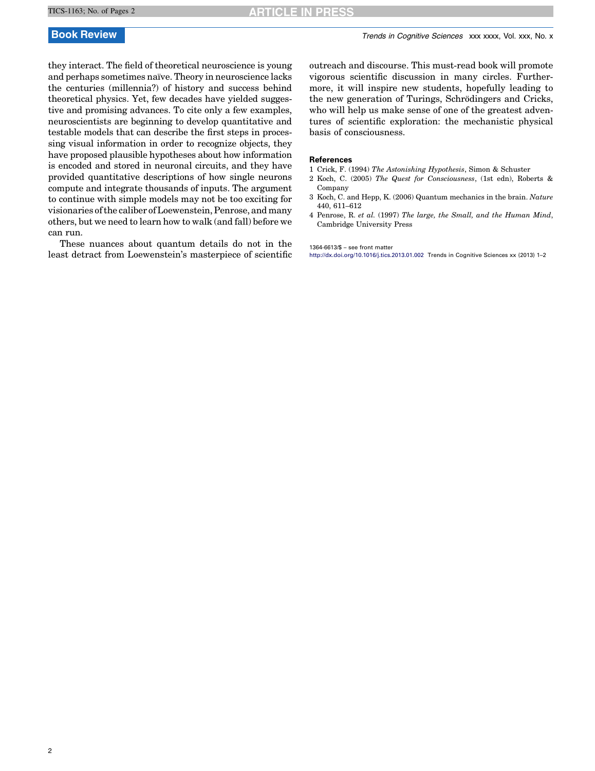they interact. The field of theoretical neuroscience is young and perhaps sometimes naïve. Theory in neuroscience lacks the centuries (millennia?) of history and success behind theoretical physics. Yet, few decades have yielded suggestive and promising advances. To cite only a few examples, neuroscientists are beginning to develop quantitative and testable models that can describe the first steps in processing visual information in order to recognize objects, they have proposed plausible hypotheses about how information is encoded and stored in neuronal circuits, and they have provided quantitative descriptions of how single neurons compute and integrate thousands of inputs. The argument to continue with simple models may not be too exciting for visionaries of the caliber of Loewenstein, Penrose, and many others, but we need to learn how to walk (and fall) before we can run.

These nuances about quantum details do not in the least detract from Loewenstein's masterpiece of scientific outreach and discourse. This must-read book will promote vigorous scientific discussion in many circles. Furthermore, it will inspire new students, hopefully leading to the new generation of Turings, Schrödingers and Cricks, who will help us make sense of one of the greatest adventures of scientific exploration: the mechanistic physical basis of consciousness.

### References

1 Crick, F. (1994) *The Astonishing Hypothesis*, Simon & Schuster
2 Koch, C. (2005) *The Quest for Consciousness*, (1st edn), Roberts & Company
3 Koch, C. and Hepp, K. (2006) Quantum mechanics in the brain. *Nature* 440, 611–612
4 Penrose, R. *et al.* (1997) *The large, the Small, and the Human Mind*, Cambridge University Press

1364-6613/$ – see front matter
http://dx.doi.org/10.1016/j.tics.2013.01.002 Trends in Cognitive Sciences xx (2013) 1–2